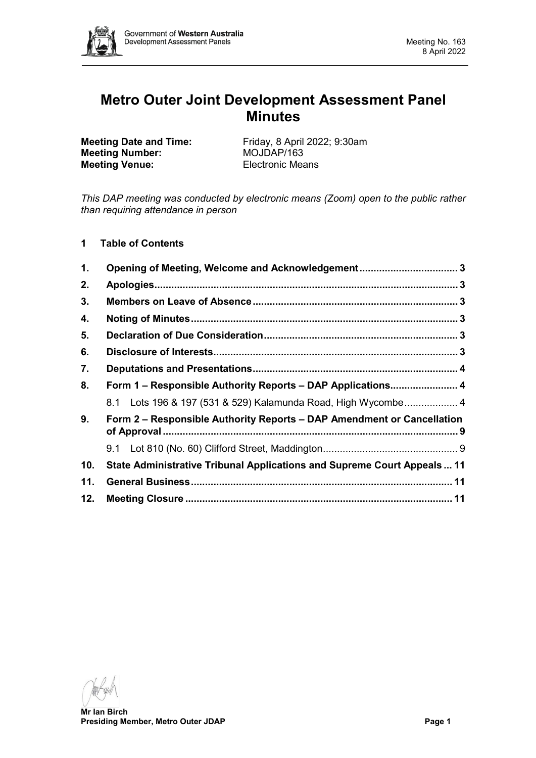# Metro Outer Joint Development Assessment Panel Minutes

**Meeting Date and Time:** Friday, 8 April 2022; 9:30am
**Meeting Number:** MOJDAP/163
**Meeting Venue:** Electronic Means

*This DAP meeting was conducted by electronic means (Zoom) open to the public rather than requiring attendance in person*

## 1 Table of Contents

1. **Opening of Meeting, Welcome and Acknowledgement** .......... 3
2. **Apologies** .......... 3
3. **Members on Leave of Absence** .......... 3
4. **Noting of Minutes** .......... 3
5. **Declaration of Due Consideration** .......... 3
6. **Disclosure of Interests** .......... 3
7. **Deputations and Presentations** .......... 4
8. **Form 1 – Responsible Authority Reports – DAP Applications** .......... 4
   - 8.1 Lots 196 & 197 (531 & 529) Kalamunda Road, High Wycombe .......... 4
9. **Form 2 – Responsible Authority Reports – DAP Amendment or Cancellation of Approval** .......... 9
   - 9.1 Lot 810 (No. 60) Clifford Street, Maddington .......... 9
10. **State Administrative Tribunal Applications and Supreme Court Appeals** .......... 11
11. **General Business** .......... 11
12. **Meeting Closure** .......... 11

**Mr Ian Birch**
**Presiding Member, Metro Outer JDAP**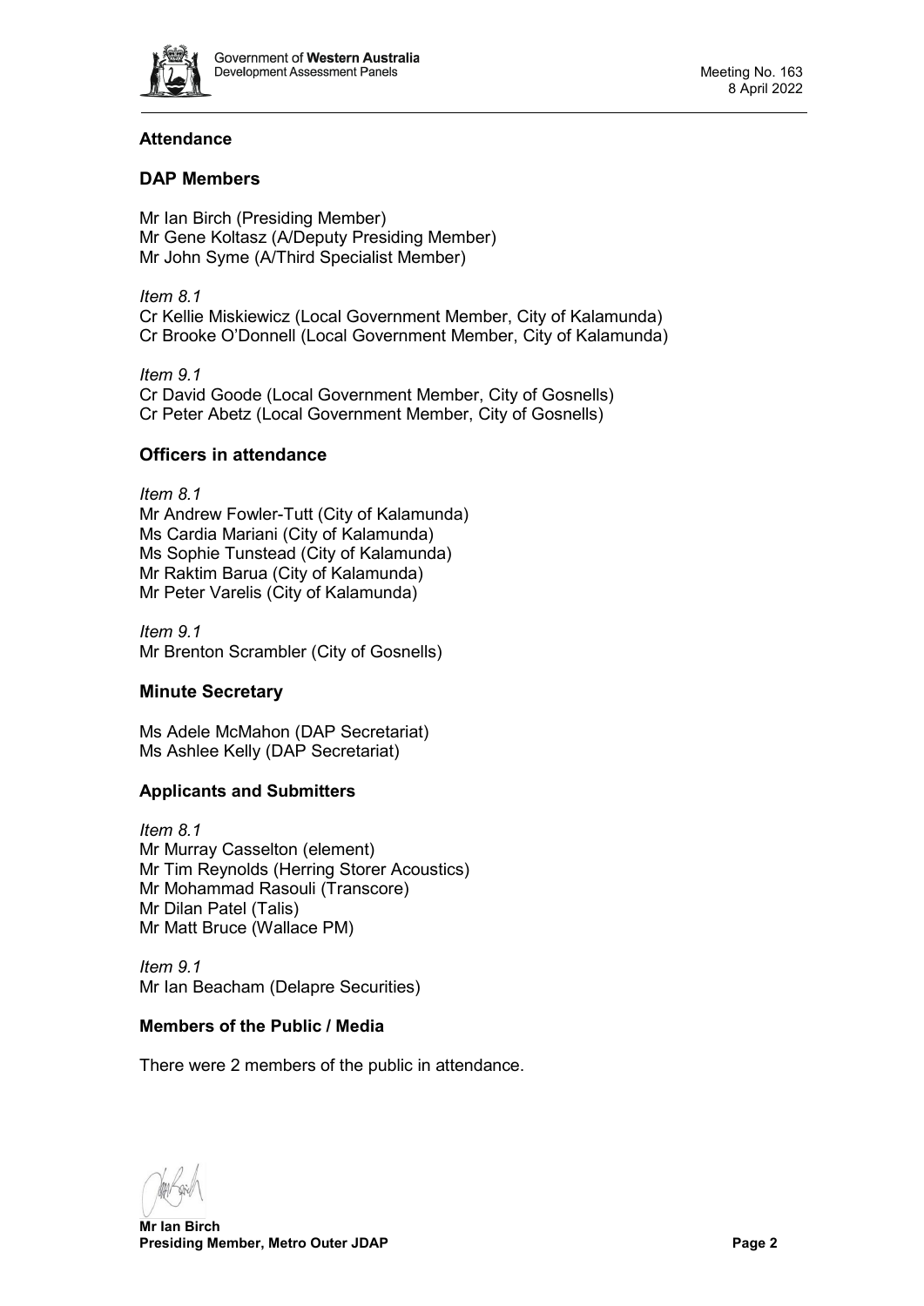## Attendance

### DAP Members

Mr Ian Birch (Presiding Member)
Mr Gene Koltasz (A/Deputy Presiding Member)
Mr John Syme (A/Third Specialist Member)

*Item 8.1*
Cr Kellie Miskiewicz (Local Government Member, City of Kalamunda)
Cr Brooke O'Donnell (Local Government Member, City of Kalamunda)

*Item 9.1*
Cr David Goode (Local Government Member, City of Gosnells)
Cr Peter Abetz (Local Government Member, City of Gosnells)

### Officers in attendance

*Item 8.1*
Mr Andrew Fowler-Tutt (City of Kalamunda)
Ms Cardia Mariani (City of Kalamunda)
Ms Sophie Tunstead (City of Kalamunda)
Mr Raktim Barua (City of Kalamunda)
Mr Peter Varelis (City of Kalamunda)

*Item 9.1*
Mr Brenton Scrambler (City of Gosnells)

### Minute Secretary

Ms Adele McMahon (DAP Secretariat)
Ms Ashlee Kelly (DAP Secretariat)

### Applicants and Submitters

*Item 8.1*
Mr Murray Casselton (element)
Mr Tim Reynolds (Herring Storer Acoustics)
Mr Mohammad Rasouli (Transcore)
Mr Dilan Patel (Talis)
Mr Matt Bruce (Wallace PM)

*Item 9.1*
Mr Ian Beacham (Delapre Securities)

### Members of the Public / Media

There were 2 members of the public in attendance.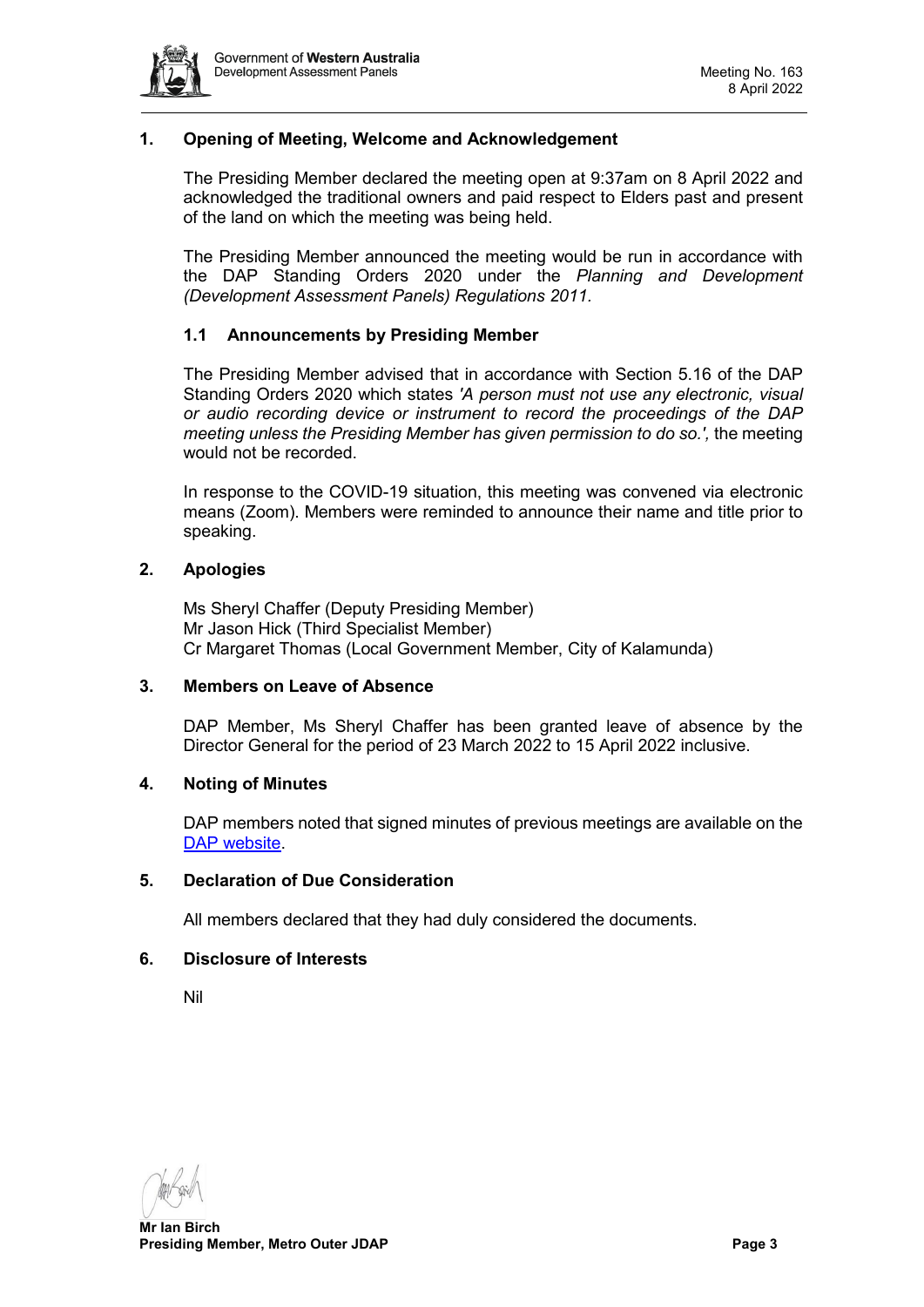## 1. Opening of Meeting, Welcome and Acknowledgement

The Presiding Member declared the meeting open at 9:37am on 8 April 2022 and acknowledged the traditional owners and paid respect to Elders past and present of the land on which the meeting was being held.

The Presiding Member announced the meeting would be run in accordance with the DAP Standing Orders 2020 under the *Planning and Development (Development Assessment Panels) Regulations 2011.*

### 1.1 Announcements by Presiding Member

The Presiding Member advised that in accordance with Section 5.16 of the DAP Standing Orders 2020 which states *'A person must not use any electronic, visual or audio recording device or instrument to record the proceedings of the DAP meeting unless the Presiding Member has given permission to do so.',* the meeting would not be recorded.

In response to the COVID-19 situation, this meeting was convened via electronic means (Zoom). Members were reminded to announce their name and title prior to speaking.

## 2. Apologies

Ms Sheryl Chaffer (Deputy Presiding Member)
Mr Jason Hick (Third Specialist Member)
Cr Margaret Thomas (Local Government Member, City of Kalamunda)

## 3. Members on Leave of Absence

DAP Member, Ms Sheryl Chaffer has been granted leave of absence by the Director General for the period of 23 March 2022 to 15 April 2022 inclusive.

## 4. Noting of Minutes

DAP members noted that signed minutes of previous meetings are available on the DAP website.

## 5. Declaration of Due Consideration

All members declared that they had duly considered the documents.

## 6. Disclosure of Interests

Nil

**Mr Ian Birch**
**Presiding Member, Metro Outer JDAP**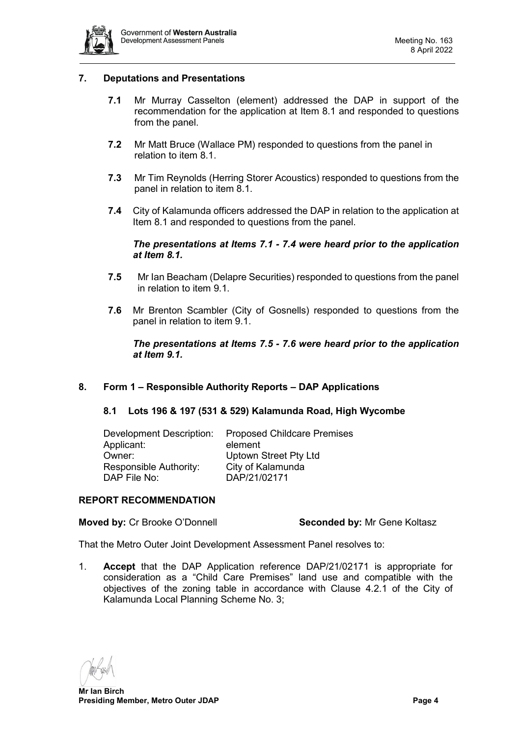## 7. Deputations and Presentations

**7.1** Mr Murray Casselton (element) addressed the DAP in support of the recommendation for the application at Item 8.1 and responded to questions from the panel.

**7.2** Mr Matt Bruce (Wallace PM) responded to questions from the panel in relation to item 8.1.

**7.3** Mr Tim Reynolds (Herring Storer Acoustics) responded to questions from the panel in relation to item 8.1.

**7.4** City of Kalamunda officers addressed the DAP in relation to the application at Item 8.1 and responded to questions from the panel.

***The presentations at Items 7.1 - 7.4 were heard prior to the application at Item 8.1.***

**7.5** Mr Ian Beacham (Delapre Securities) responded to questions from the panel in relation to item 9.1.

**7.6** Mr Brenton Scambler (City of Gosnells) responded to questions from the panel in relation to item 9.1.

***The presentations at Items 7.5 - 7.6 were heard prior to the application at Item 9.1.***

## 8. Form 1 – Responsible Authority Reports – DAP Applications

### 8.1 Lots 196 & 197 (531 & 529) Kalamunda Road, High Wycombe

| | |
|---|---|
| Development Description: | Proposed Childcare Premises |
| Applicant: | element |
| Owner: | Uptown Street Pty Ltd |
| Responsible Authority: | City of Kalamunda |
| DAP File No: | DAP/21/02171 |

### REPORT RECOMMENDATION

**Moved by:** Cr Brooke O'Donnell **Seconded by:** Mr Gene Koltasz

That the Metro Outer Joint Development Assessment Panel resolves to:

1. **Accept** that the DAP Application reference DAP/21/02171 is appropriate for consideration as a "Child Care Premises" land use and compatible with the objectives of the zoning table in accordance with Clause 4.2.1 of the City of Kalamunda Local Planning Scheme No. 3;

**Mr Ian Birch**
**Presiding Member, Metro Outer JDAP**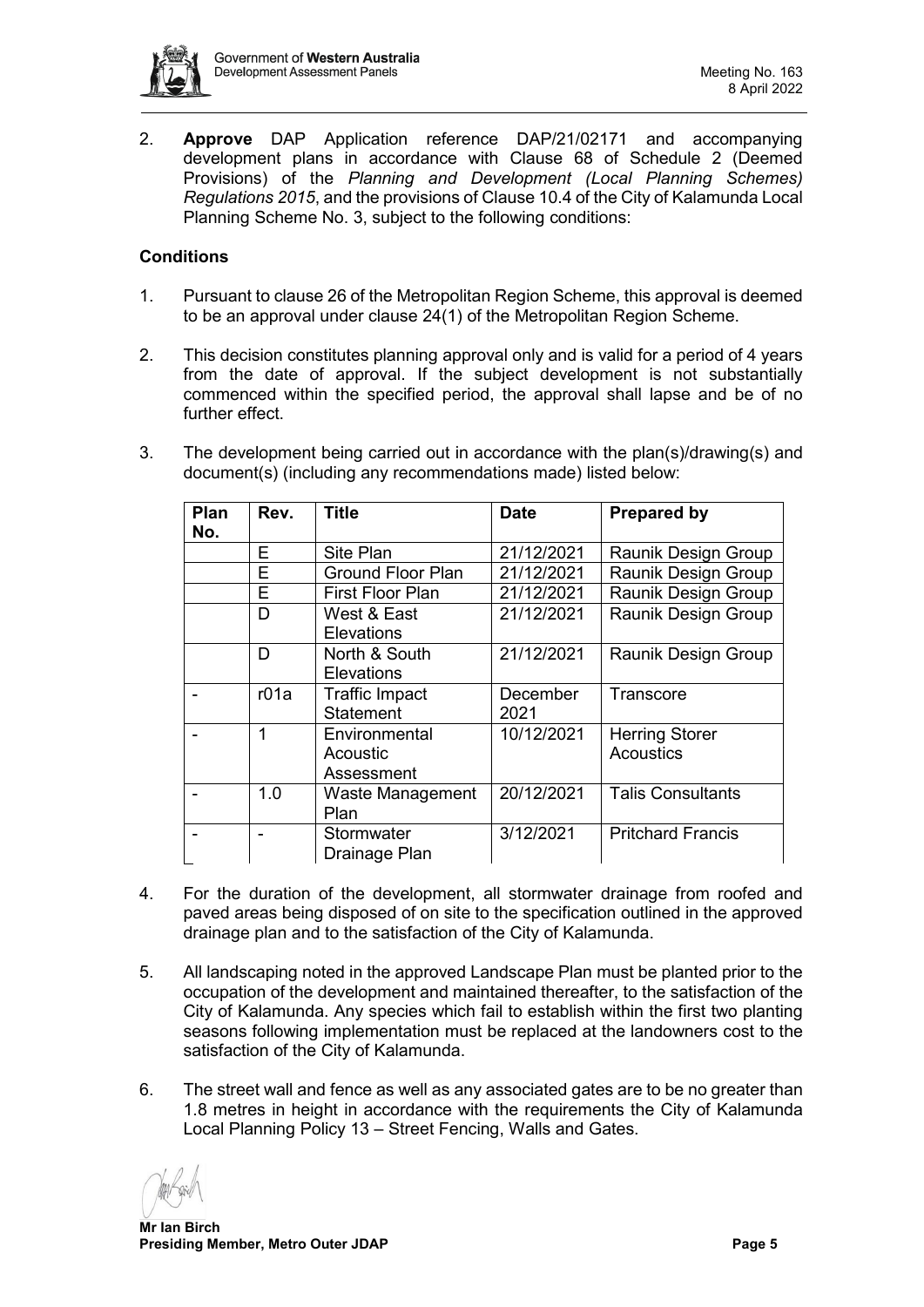2. **Approve** DAP Application reference DAP/21/02171 and accompanying development plans in accordance with Clause 68 of Schedule 2 (Deemed Provisions) of the *Planning and Development (Local Planning Schemes) Regulations 2015*, and the provisions of Clause 10.4 of the City of Kalamunda Local Planning Scheme No. 3, subject to the following conditions:

**Conditions**

1. Pursuant to clause 26 of the Metropolitan Region Scheme, this approval is deemed to be an approval under clause 24(1) of the Metropolitan Region Scheme.

2. This decision constitutes planning approval only and is valid for a period of 4 years from the date of approval. If the subject development is not substantially commenced within the specified period, the approval shall lapse and be of no further effect.

3. The development being carried out in accordance with the plan(s)/drawing(s) and document(s) (including any recommendations made) listed below:

| Plan No. | Rev. | Title | Date | Prepared by |
|---|---|---|---|---|
| | E | Site Plan | 21/12/2021 | Raunik Design Group |
| | E | Ground Floor Plan | 21/12/2021 | Raunik Design Group |
| | E | First Floor Plan | 21/12/2021 | Raunik Design Group |
| | D | West & East Elevations | 21/12/2021 | Raunik Design Group |
| | D | North & South Elevations | 21/12/2021 | Raunik Design Group |
| - | r01a | Traffic Impact Statement | December 2021 | Transcore |
| - | 1 | Environmental Acoustic Assessment | 10/12/2021 | Herring Storer Acoustics |
| - | 1.0 | Waste Management Plan | 20/12/2021 | Talis Consultants |
| - | - | Stormwater Drainage Plan | 3/12/2021 | Pritchard Francis |

4. For the duration of the development, all stormwater drainage from roofed and paved areas being disposed of on site to the specification outlined in the approved drainage plan and to the satisfaction of the City of Kalamunda.

5. All landscaping noted in the approved Landscape Plan must be planted prior to the occupation of the development and maintained thereafter, to the satisfaction of the City of Kalamunda. Any species which fail to establish within the first two planting seasons following implementation must be replaced at the landowners cost to the satisfaction of the City of Kalamunda.

6. The street wall and fence as well as any associated gates are to be no greater than 1.8 metres in height in accordance with the requirements the City of Kalamunda Local Planning Policy 13 – Street Fencing, Walls and Gates.

**Mr Ian Birch**
**Presiding Member, Metro Outer JDAP**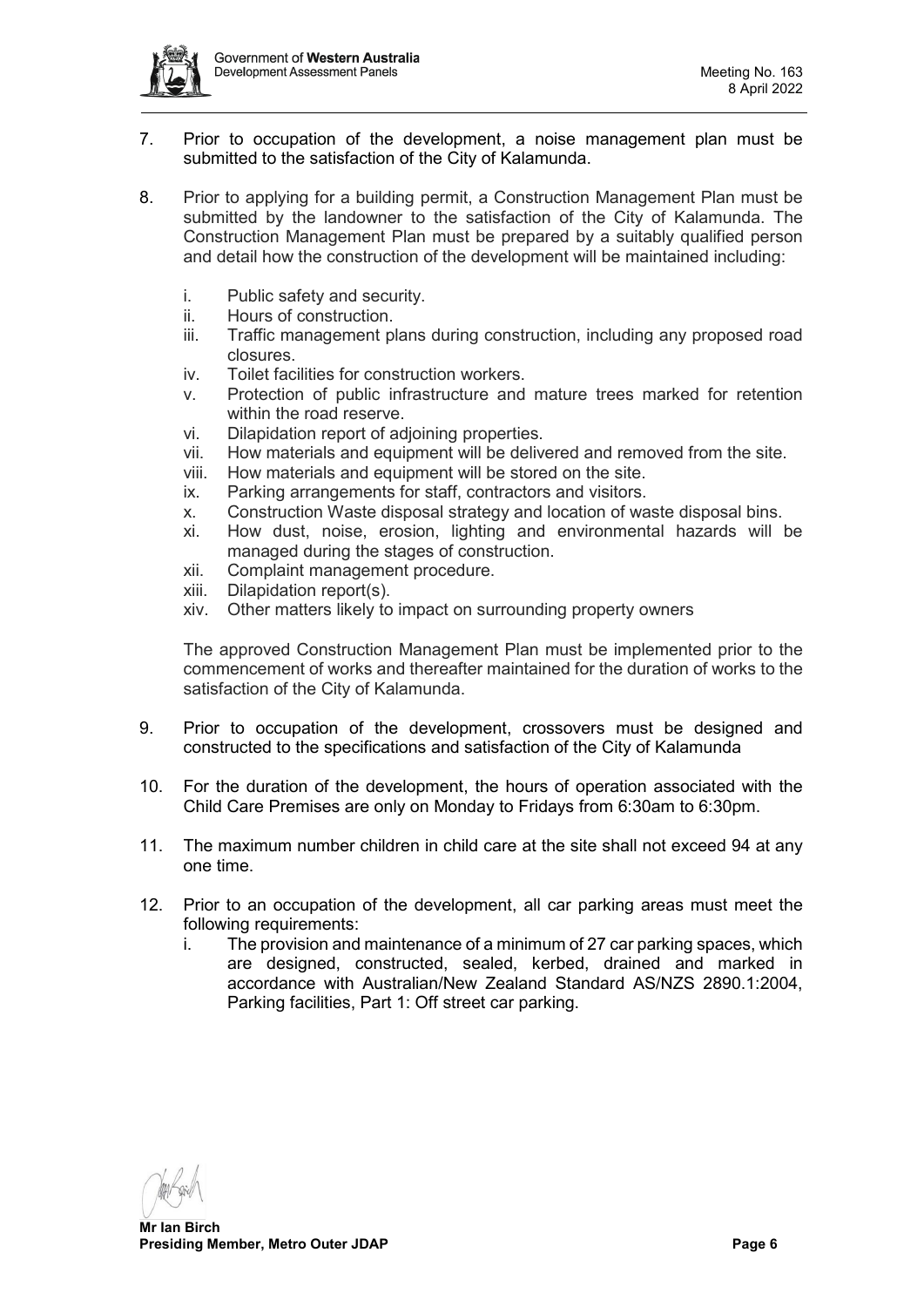7. Prior to occupation of the development, a noise management plan must be submitted to the satisfaction of the City of Kalamunda.

8. Prior to applying for a building permit, a Construction Management Plan must be submitted by the landowner to the satisfaction of the City of Kalamunda. The Construction Management Plan must be prepared by a suitably qualified person and detail how the construction of the development will be maintained including:

   i. Public safety and security.
   ii. Hours of construction.
   iii. Traffic management plans during construction, including any proposed road closures.
   iv. Toilet facilities for construction workers.
   v. Protection of public infrastructure and mature trees marked for retention within the road reserve.
   vi. Dilapidation report of adjoining properties.
   vii. How materials and equipment will be delivered and removed from the site.
   viii. How materials and equipment will be stored on the site.
   ix. Parking arrangements for staff, contractors and visitors.
   x. Construction Waste disposal strategy and location of waste disposal bins.
   xi. How dust, noise, erosion, lighting and environmental hazards will be managed during the stages of construction.
   xii. Complaint management procedure.
   xiii. Dilapidation report(s).
   xiv. Other matters likely to impact on surrounding property owners

   The approved Construction Management Plan must be implemented prior to the commencement of works and thereafter maintained for the duration of works to the satisfaction of the City of Kalamunda.

9. Prior to occupation of the development, crossovers must be designed and constructed to the specifications and satisfaction of the City of Kalamunda

10. For the duration of the development, the hours of operation associated with the Child Care Premises are only on Monday to Fridays from 6:30am to 6:30pm.

11. The maximum number children in child care at the site shall not exceed 94 at any one time.

12. Prior to an occupation of the development, all car parking areas must meet the following requirements:
    i. The provision and maintenance of a minimum of 27 car parking spaces, which are designed, constructed, sealed, kerbed, drained and marked in accordance with Australian/New Zealand Standard AS/NZS 2890.1:2004, Parking facilities, Part 1: Off street car parking.

**Mr Ian Birch**
**Presiding Member, Metro Outer JDAP**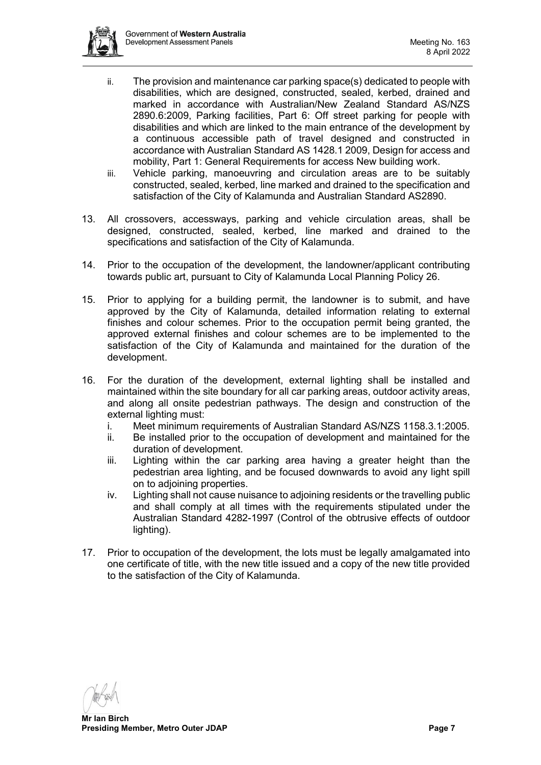- ii. The provision and maintenance car parking space(s) dedicated to people with disabilities, which are designed, constructed, sealed, kerbed, drained and marked in accordance with Australian/New Zealand Standard AS/NZS 2890.6:2009, Parking facilities, Part 6: Off street parking for people with disabilities and which are linked to the main entrance of the development by a continuous accessible path of travel designed and constructed in accordance with Australian Standard AS 1428.1 2009, Design for access and mobility, Part 1: General Requirements for access New building work.
   - iii. Vehicle parking, manoeuvring and circulation areas are to be suitably constructed, sealed, kerbed, line marked and drained to the specification and satisfaction of the City of Kalamunda and Australian Standard AS2890.

13. All crossovers, accessways, parking and vehicle circulation areas, shall be designed, constructed, sealed, kerbed, line marked and drained to the specifications and satisfaction of the City of Kalamunda.

14. Prior to the occupation of the development, the landowner/applicant contributing towards public art, pursuant to City of Kalamunda Local Planning Policy 26.

15. Prior to applying for a building permit, the landowner is to submit, and have approved by the City of Kalamunda, detailed information relating to external finishes and colour schemes. Prior to the occupation permit being granted, the approved external finishes and colour schemes are to be implemented to the satisfaction of the City of Kalamunda and maintained for the duration of the development.

16. For the duration of the development, external lighting shall be installed and maintained within the site boundary for all car parking areas, outdoor activity areas, and along all onsite pedestrian pathways. The design and construction of the external lighting must:
    - i. Meet minimum requirements of Australian Standard AS/NZS 1158.3.1:2005.
    - ii. Be installed prior to the occupation of development and maintained for the duration of development.
    - iii. Lighting within the car parking area having a greater height than the pedestrian area lighting, and be focused downwards to avoid any light spill on to adjoining properties.
    - iv. Lighting shall not cause nuisance to adjoining residents or the travelling public and shall comply at all times with the requirements stipulated under the Australian Standard 4282-1997 (Control of the obtrusive effects of outdoor lighting).

17. Prior to occupation of the development, the lots must be legally amalgamated into one certificate of title, with the new title issued and a copy of the new title provided to the satisfaction of the City of Kalamunda.

**Mr Ian Birch**
**Presiding Member, Metro Outer JDAP**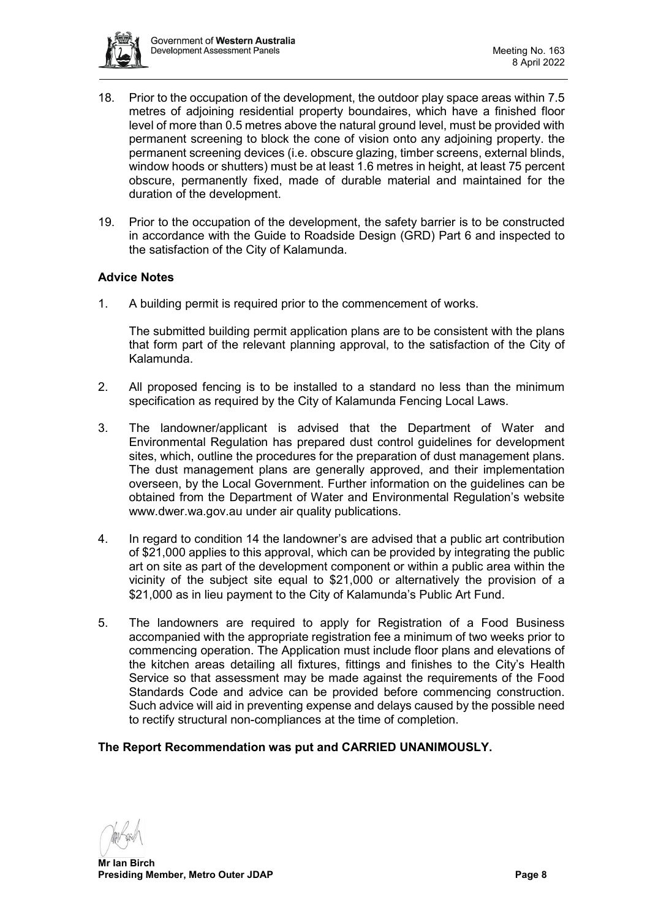18. Prior to the occupation of the development, the outdoor play space areas within 7.5 metres of adjoining residential property boundaires, which have a finished floor level of more than 0.5 metres above the natural ground level, must be provided with permanent screening to block the cone of vision onto any adjoining property. the permanent screening devices (i.e. obscure glazing, timber screens, external blinds, window hoods or shutters) must be at least 1.6 metres in height, at least 75 percent obscure, permanently fixed, made of durable material and maintained for the duration of the development.

19. Prior to the occupation of the development, the safety barrier is to be constructed in accordance with the Guide to Roadside Design (GRD) Part 6 and inspected to the satisfaction of the City of Kalamunda.

**Advice Notes**

1. A building permit is required prior to the commencement of works.

   The submitted building permit application plans are to be consistent with the plans that form part of the relevant planning approval, to the satisfaction of the City of Kalamunda.

2. All proposed fencing is to be installed to a standard no less than the minimum specification as required by the City of Kalamunda Fencing Local Laws.

3. The landowner/applicant is advised that the Department of Water and Environmental Regulation has prepared dust control guidelines for development sites, which, outline the procedures for the preparation of dust management plans. The dust management plans are generally approved, and their implementation overseen, by the Local Government. Further information on the guidelines can be obtained from the Department of Water and Environmental Regulation's website www.dwer.wa.gov.au under air quality publications.

4. In regard to condition 14 the landowner's are advised that a public art contribution of $21,000 applies to this approval, which can be provided by integrating the public art on site as part of the development component or within a public area within the vicinity of the subject site equal to $21,000 or alternatively the provision of a $21,000 as in lieu payment to the City of Kalamunda's Public Art Fund.

5. The landowners are required to apply for Registration of a Food Business accompanied with the appropriate registration fee a minimum of two weeks prior to commencing operation. The Application must include floor plans and elevations of the kitchen areas detailing all fixtures, fittings and finishes to the City's Health Service so that assessment may be made against the requirements of the Food Standards Code and advice can be provided before commencing construction. Such advice will aid in preventing expense and delays caused by the possible need to rectify structural non-compliances at the time of completion.

**The Report Recommendation was put and CARRIED UNANIMOUSLY.**

**Mr Ian Birch**
**Presiding Member, Metro Outer JDAP**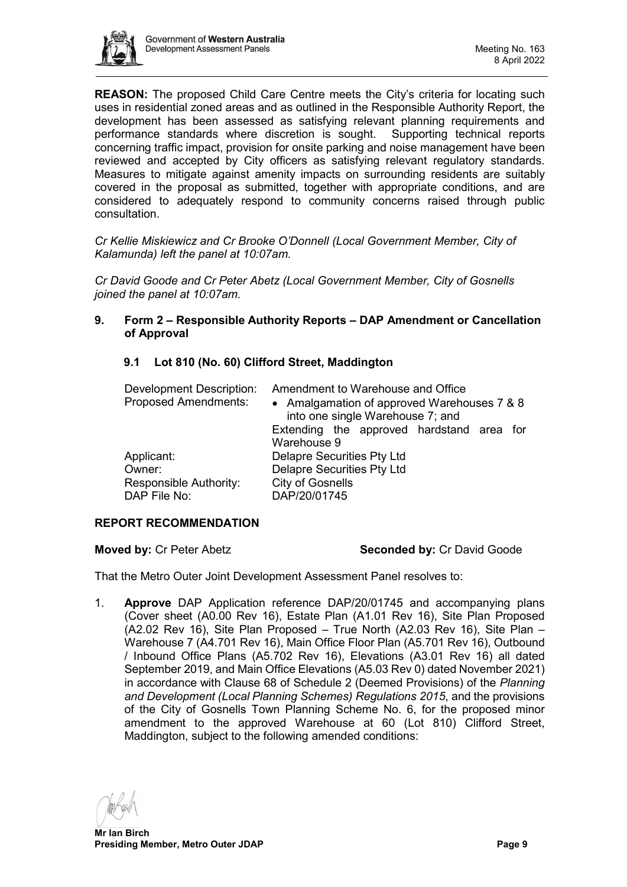**REASON:** The proposed Child Care Centre meets the City's criteria for locating such uses in residential zoned areas and as outlined in the Responsible Authority Report, the development has been assessed as satisfying relevant planning requirements and performance standards where discretion is sought. Supporting technical reports concerning traffic impact, provision for onsite parking and noise management have been reviewed and accepted by City officers as satisfying relevant regulatory standards. Measures to mitigate against amenity impacts on surrounding residents are suitably covered in the proposal as submitted, together with appropriate conditions, and are considered to adequately respond to community concerns raised through public consultation.

*Cr Kellie Miskiewicz and Cr Brooke O'Donnell (Local Government Member, City of Kalamunda) left the panel at 10:07am.*

*Cr David Goode and Cr Peter Abetz (Local Government Member, City of Gosnells joined the panel at 10:07am.*

## 9. Form 2 – Responsible Authority Reports – DAP Amendment or Cancellation of Approval

### 9.1 Lot 810 (No. 60) Clifford Street, Maddington

| | |
|---|---|
| Development Description: | Amendment to Warehouse and Office |
| Proposed Amendments: | • Amalgamation of approved Warehouses 7 & 8 into one single Warehouse 7; and<br>Extending the approved hardstand area for Warehouse 9 |
| Applicant: | Delapre Securities Pty Ltd |
| Owner: | Delapre Securities Pty Ltd |
| Responsible Authority: | City of Gosnells |
| DAP File No: | DAP/20/01745 |

**REPORT RECOMMENDATION**

**Moved by:** Cr Peter Abetz **Seconded by:** Cr David Goode

That the Metro Outer Joint Development Assessment Panel resolves to:

1. **Approve** DAP Application reference DAP/20/01745 and accompanying plans (Cover sheet (A0.00 Rev 16), Estate Plan (A1.01 Rev 16), Site Plan Proposed (A2.02 Rev 16), Site Plan Proposed – True North (A2.03 Rev 16), Site Plan – Warehouse 7 (A4.701 Rev 16), Main Office Floor Plan (A5.701 Rev 16), Outbound / Inbound Office Plans (A5.702 Rev 16), Elevations (A3.01 Rev 16) all dated September 2019, and Main Office Elevations (A5.03 Rev 0) dated November 2021) in accordance with Clause 68 of Schedule 2 (Deemed Provisions) of the *Planning and Development (Local Planning Schemes) Regulations 2015*, and the provisions of the City of Gosnells Town Planning Scheme No. 6, for the proposed minor amendment to the approved Warehouse at 60 (Lot 810) Clifford Street, Maddington, subject to the following amended conditions:

Mr Ian Birch
Presiding Member, Metro Outer JDAP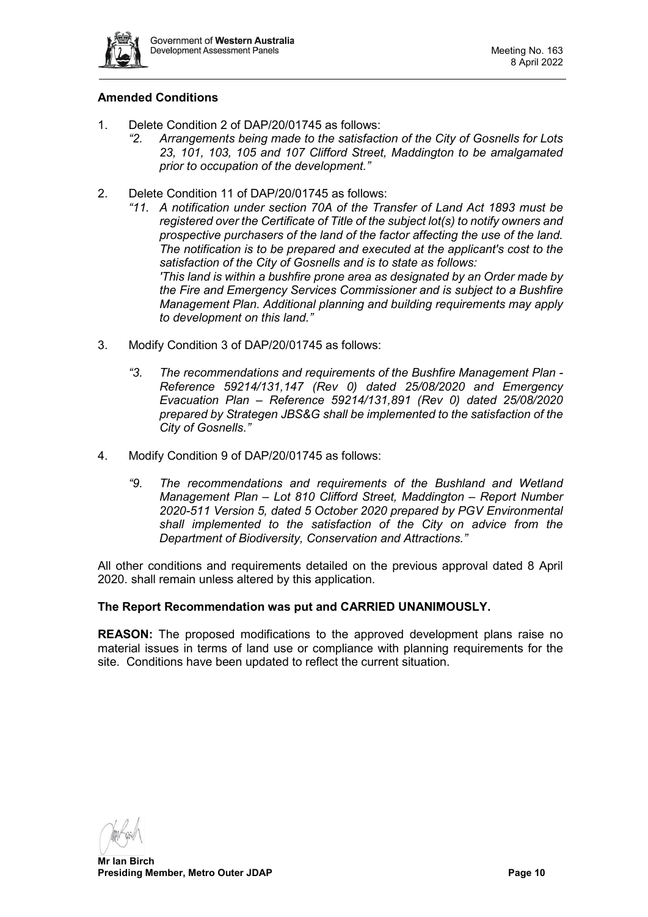**Amended Conditions**

1. Delete Condition 2 of DAP/20/01745 as follows:
   *"2. Arrangements being made to the satisfaction of the City of Gosnells for Lots 23, 101, 103, 105 and 107 Clifford Street, Maddington to be amalgamated prior to occupation of the development."*

2. Delete Condition 11 of DAP/20/01745 as follows:
   *"11. A notification under section 70A of the Transfer of Land Act 1893 must be registered over the Certificate of Title of the subject lot(s) to notify owners and prospective purchasers of the land of the factor affecting the use of the land. The notification is to be prepared and executed at the applicant's cost to the satisfaction of the City of Gosnells and is to state as follows:*
   *'This land is within a bushfire prone area as designated by an Order made by the Fire and Emergency Services Commissioner and is subject to a Bushfire Management Plan. Additional planning and building requirements may apply to development on this land."*

3. Modify Condition 3 of DAP/20/01745 as follows:

   *"3. The recommendations and requirements of the Bushfire Management Plan - Reference 59214/131,147 (Rev 0) dated 25/08/2020 and Emergency Evacuation Plan – Reference 59214/131,891 (Rev 0) dated 25/08/2020 prepared by Strategen JBS&G shall be implemented to the satisfaction of the City of Gosnells."*

4. Modify Condition 9 of DAP/20/01745 as follows:

   *"9. The recommendations and requirements of the Bushland and Wetland Management Plan – Lot 810 Clifford Street, Maddington – Report Number 2020-511 Version 5, dated 5 October 2020 prepared by PGV Environmental shall implemented to the satisfaction of the City on advice from the Department of Biodiversity, Conservation and Attractions."*

All other conditions and requirements detailed on the previous approval dated 8 April 2020. shall remain unless altered by this application.

**The Report Recommendation was put and CARRIED UNANIMOUSLY.**

**REASON:** The proposed modifications to the approved development plans raise no material issues in terms of land use or compliance with planning requirements for the site. Conditions have been updated to reflect the current situation.

**Mr Ian Birch**
**Presiding Member, Metro Outer JDAP**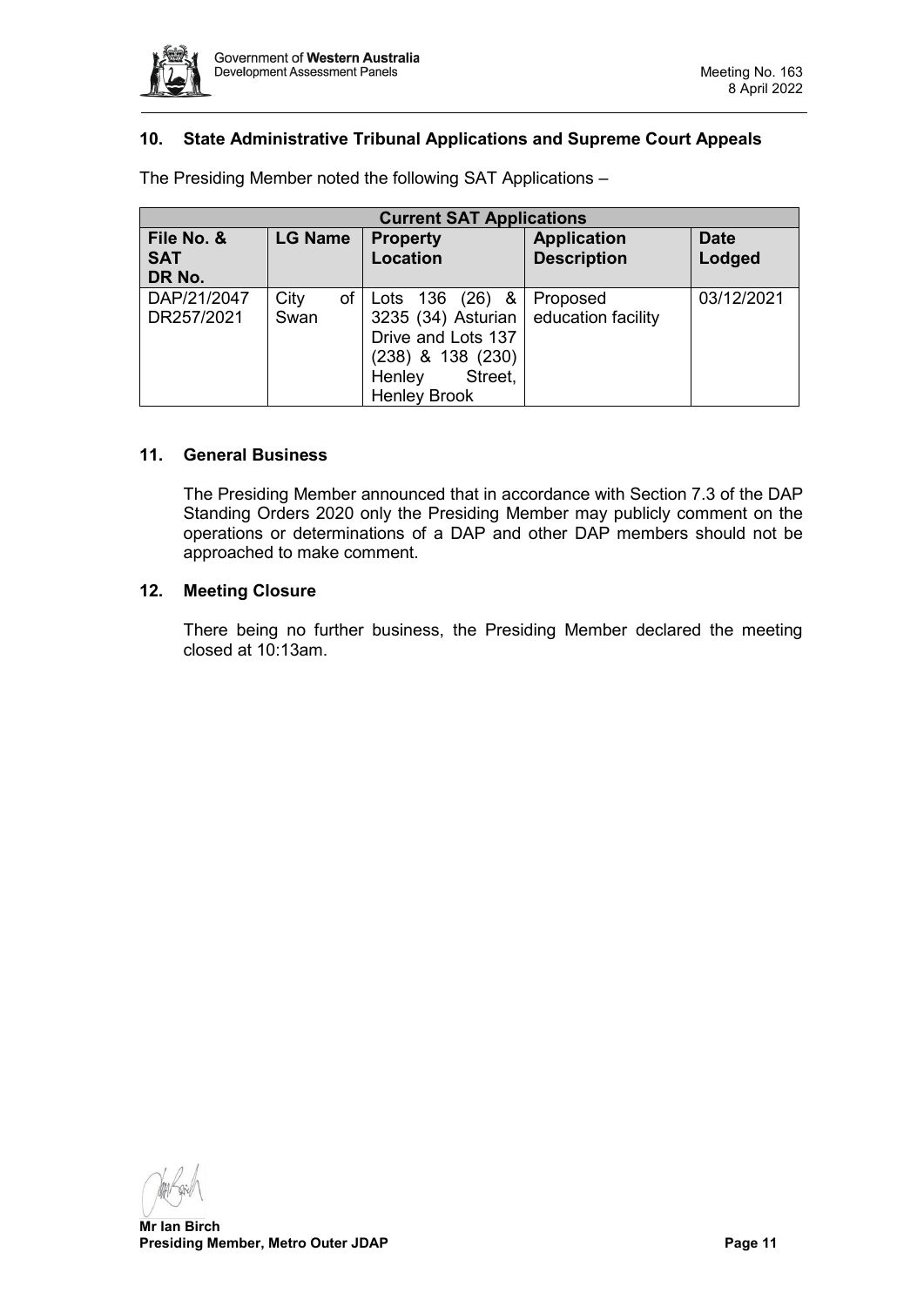## 10. State Administrative Tribunal Applications and Supreme Court Appeals

The Presiding Member noted the following SAT Applications –

| Current SAT Applications | | | | |
|---|---|---|---|---|
| **File No. & SAT DR No.** | **LG Name** | **Property Location** | **Application Description** | **Date Lodged** |
| DAP/21/2047 DR257/2021 | City of Swan | Lots 136 (26) & 3235 (34) Asturian Drive and Lots 137 (238) & 138 (230) Henley Street, Henley Brook | Proposed education facility | 03/12/2021 |

## 11. General Business

The Presiding Member announced that in accordance with Section 7.3 of the DAP Standing Orders 2020 only the Presiding Member may publicly comment on the operations or determinations of a DAP and other DAP members should not be approached to make comment.

## 12. Meeting Closure

There being no further business, the Presiding Member declared the meeting closed at 10:13am.

**Mr Ian Birch**
**Presiding Member, Metro Outer JDAP**